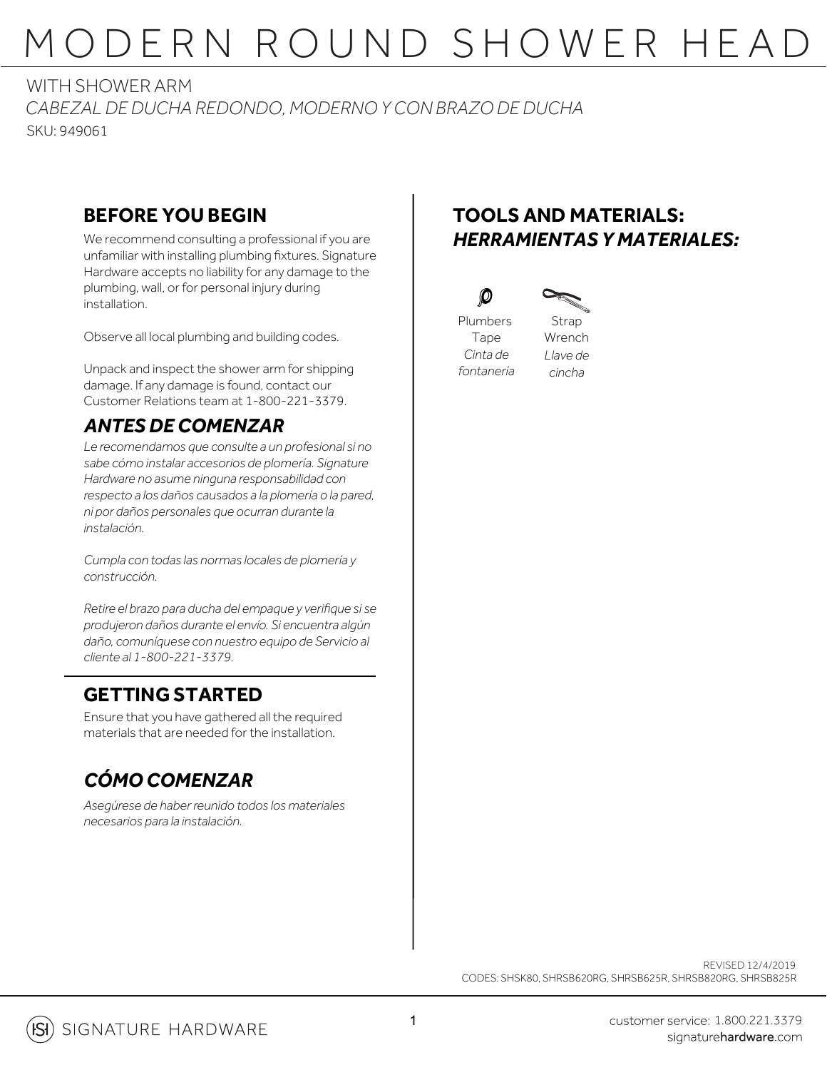# MODERN ROUND SHOWER HEAD

WITH SHOWER ARM

*CABEZAL DE DUCHA REDONDO, MODERNO Y CON BRAZO DE DUCHA*

SKU: 949061

## BEFORE YOU BEGIN

We recommend consulting a professional if you are unfamiliar with installing plumbing fixtures. Signature Hardware accepts no liability for any damage to the plumbing, wall, or for personal injury during installation.

Observe all local plumbing and building codes.

Unpack and inspect the shower arm for shipping damage. If any damage is found, contact our Customer Relations team at 1-800-221-3379.

## *ANTES DE COMENZAR*

*Le recomendamos que consulte a un profesional si no sabe cómo instalar accesorios de plomería. Signature Hardware no asume ninguna responsabilidad con respecto a los daños causados a la plomería o la pared, ni por daños personales que ocurran durante la instalación.*

*Cumpla con todas las normas locales de plomería y construcción.*

*Retire el brazo para ducha del empaque y verifique si se produjeron daños durante el envío. Si encuentra algún daño, comuníquese con nuestro equipo de Servicio al cliente al 1-800-221-3379.*

## GETTING STARTED

Ensure that you have gathered all the required materials that are needed for the installation.

## *CÓMO COMENZAR*

*Asegúrese de haber reunido todos los materiales necesarios para la instalación.*

## TOOLS AND MATERIALS:
## *HERRAMIENTAS Y MATERIALES:*

- Plumbers Tape / *Cinta de fontanería*
- Strap Wrench / *Llave de cincha*

REVISED 12/4/2019

CODES: SHSK80, SHRSB620RG, SHRSB625R, SHRSB820RG, SHRSB825R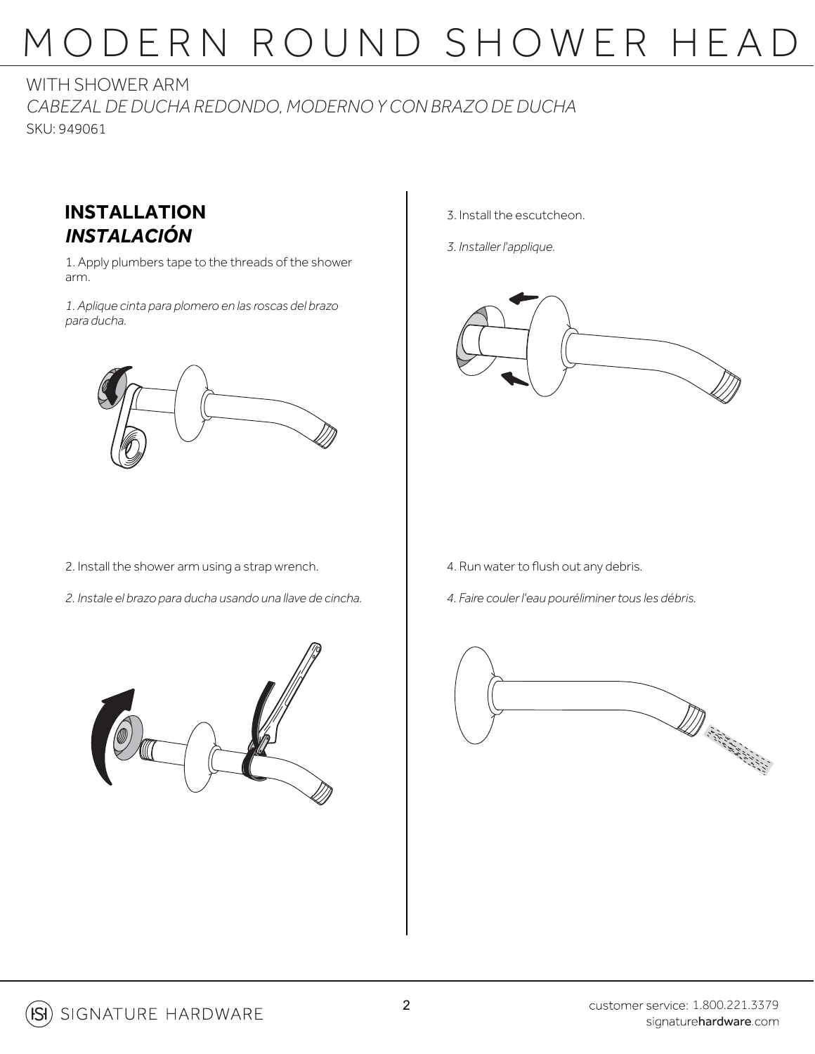# MODERN ROUND SHOWER HEAD

WITH SHOWER ARM

*CABEZAL DE DUCHA REDONDO, MODERNO Y CON BRAZO DE DUCHA*

SKU: 949061

## INSTALLATION
## *INSTALACIÓN*

1. Apply plumbers tape to the threads of the shower arm.

*1. Aplique cinta para plomero en las roscas del brazo para ducha.*

2. Install the shower arm using a strap wrench.

*2. Instale el brazo para ducha usando una llave de cincha.*

3. Install the escutcheon.

*3. Installer l'applique.*

4. Run water to flush out any debris.

*4. Faire couler l'eau pouréliminer tous les débris.*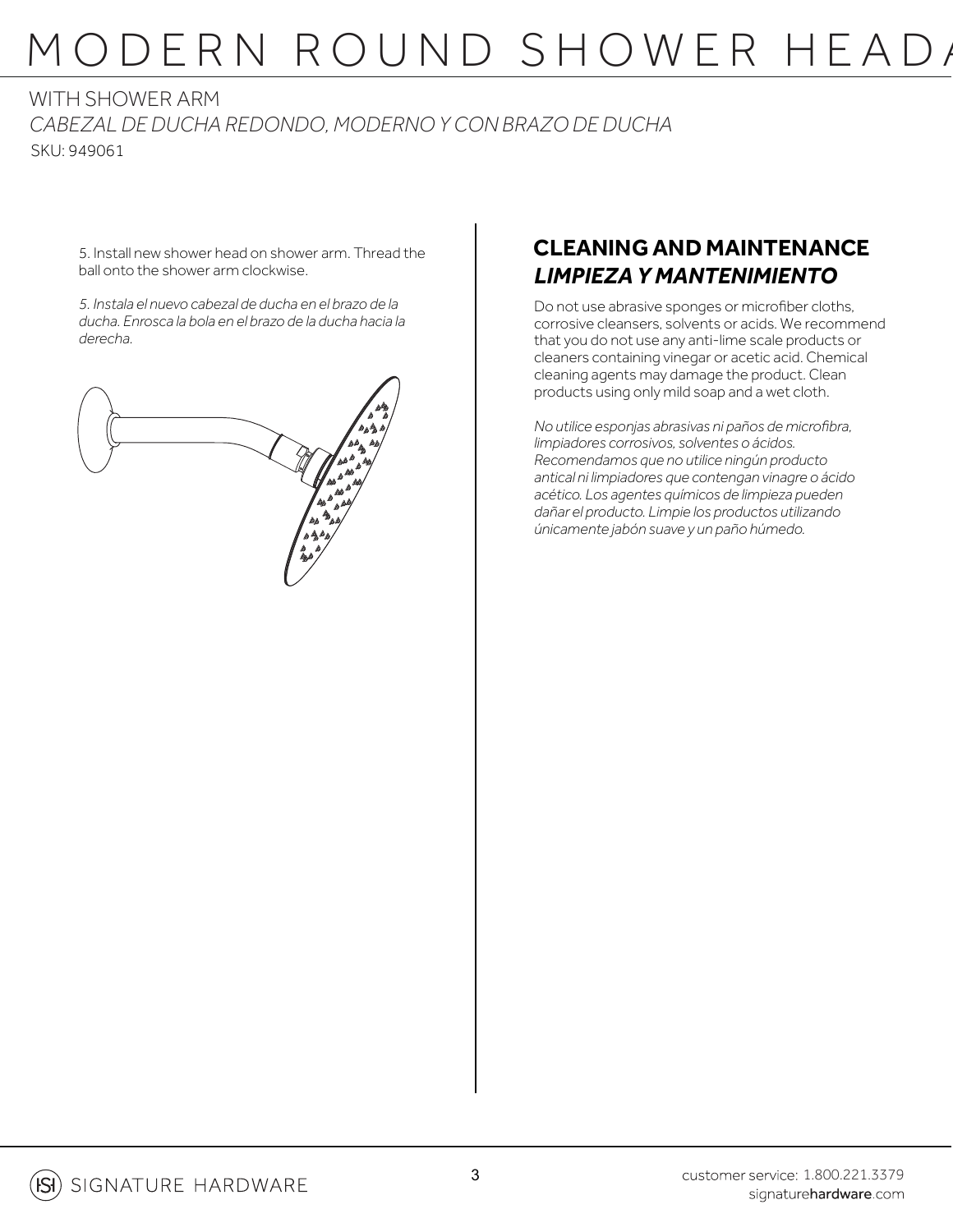# MODERN ROUND SHOWER HEAD

WITH SHOWER ARM

*CABEZAL DE DUCHA REDONDO, MODERNO Y CON BRAZO DE DUCHA*

SKU: 949061

5. Install new shower head on shower arm. Thread the ball onto the shower arm clockwise.

*5. Instala el nuevo cabezal de ducha en el brazo de la ducha. Enrosca la bola en el brazo de la ducha hacia la derecha.*

## CLEANING AND MAINTENANCE
## *LIMPIEZA Y MANTENIMIENTO*

Do not use abrasive sponges or microfiber cloths, corrosive cleansers, solvents or acids. We recommend that you do not use any anti-lime scale products or cleaners containing vinegar or acetic acid. Chemical cleaning agents may damage the product. Clean products using only mild soap and a wet cloth.

*No utilice esponjas abrasivas ni paños de microfibra, limpiadores corrosivos, solventes o ácidos. Recomendamos que no utilice ningún producto antical ni limpiadores que contengan vinagre o ácido acético. Los agentes químicos de limpieza pueden dañar el producto. Limpie los productos utilizando únicamente jabón suave y un paño húmedo.*

SIGNATURE HARDWARE

customer service: 1.800.221.3379
signaturehardware.com